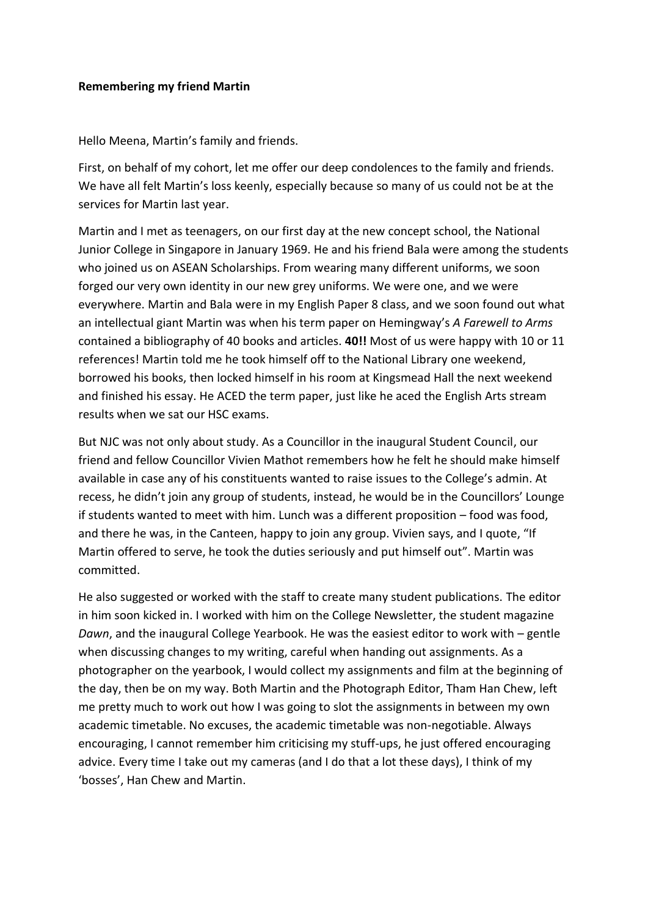**Remembering my friend Martin**

Hello Meena, Martin's family and friends.

First, on behalf of my cohort, let me offer our deep condolences to the family and friends. We have all felt Martin's loss keenly, especially because so many of us could not be at the services for Martin last year.

Martin and I met as teenagers, on our first day at the new concept school, the National Junior College in Singapore in January 1969. He and his friend Bala were among the students who joined us on ASEAN Scholarships. From wearing many different uniforms, we soon forged our very own identity in our new grey uniforms. We were one, and we were everywhere. Martin and Bala were in my English Paper 8 class, and we soon found out what an intellectual giant Martin was when his term paper on Hemingway's *A Farewell to Arms* contained a bibliography of 40 books and articles. **40!!** Most of us were happy with 10 or 11 references! Martin told me he took himself off to the National Library one weekend, borrowed his books, then locked himself in his room at Kingsmead Hall the next weekend and finished his essay. He ACED the term paper, just like he aced the English Arts stream results when we sat our HSC exams.

But NJC was not only about study. As a Councillor in the inaugural Student Council, our friend and fellow Councillor Vivien Mathot remembers how he felt he should make himself available in case any of his constituents wanted to raise issues to the College's admin. At recess, he didn't join any group of students, instead, he would be in the Councillors' Lounge if students wanted to meet with him. Lunch was a different proposition – food was food, and there he was, in the Canteen, happy to join any group. Vivien says, and I quote, "If Martin offered to serve, he took the duties seriously and put himself out". Martin was committed.

He also suggested or worked with the staff to create many student publications. The editor in him soon kicked in. I worked with him on the College Newsletter, the student magazine *Dawn*, and the inaugural College Yearbook. He was the easiest editor to work with – gentle when discussing changes to my writing, careful when handing out assignments. As a photographer on the yearbook, I would collect my assignments and film at the beginning of the day, then be on my way. Both Martin and the Photograph Editor, Tham Han Chew, left me pretty much to work out how I was going to slot the assignments in between my own academic timetable. No excuses, the academic timetable was non-negotiable. Always encouraging, I cannot remember him criticising my stuff-ups, he just offered encouraging advice. Every time I take out my cameras (and I do that a lot these days), I think of my 'bosses', Han Chew and Martin.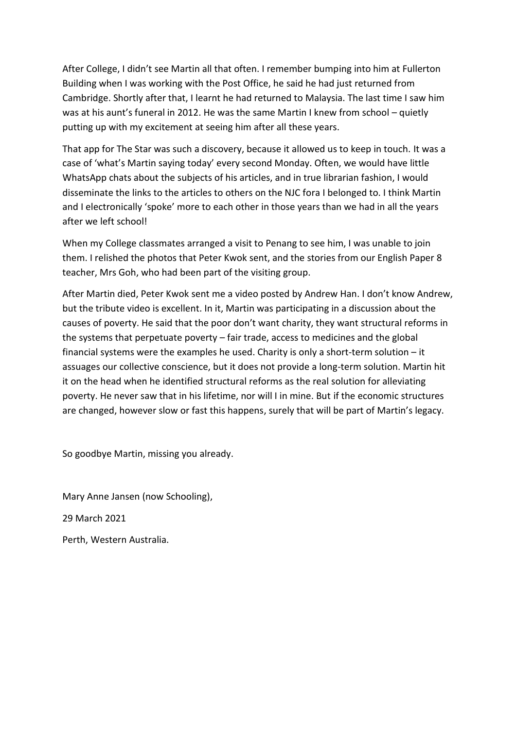After College, I didn't see Martin all that often. I remember bumping into him at Fullerton Building when I was working with the Post Office, he said he had just returned from Cambridge. Shortly after that, I learnt he had returned to Malaysia. The last time I saw him was at his aunt's funeral in 2012. He was the same Martin I knew from school – quietly putting up with my excitement at seeing him after all these years.

That app for The Star was such a discovery, because it allowed us to keep in touch. It was a case of 'what's Martin saying today' every second Monday. Often, we would have little WhatsApp chats about the subjects of his articles, and in true librarian fashion, I would disseminate the links to the articles to others on the NJC fora I belonged to. I think Martin and I electronically 'spoke' more to each other in those years than we had in all the years after we left school!

When my College classmates arranged a visit to Penang to see him, I was unable to join them. I relished the photos that Peter Kwok sent, and the stories from our English Paper 8 teacher, Mrs Goh, who had been part of the visiting group.

After Martin died, Peter Kwok sent me a video posted by Andrew Han. I don't know Andrew, but the tribute video is excellent. In it, Martin was participating in a discussion about the causes of poverty. He said that the poor don't want charity, they want structural reforms in the systems that perpetuate poverty – fair trade, access to medicines and the global financial systems were the examples he used. Charity is only a short-term solution – it assuages our collective conscience, but it does not provide a long-term solution. Martin hit it on the head when he identified structural reforms as the real solution for alleviating poverty. He never saw that in his lifetime, nor will I in mine. But if the economic structures are changed, however slow or fast this happens, surely that will be part of Martin's legacy.

So goodbye Martin, missing you already.

Mary Anne Jansen (now Schooling),

29 March 2021

Perth, Western Australia.